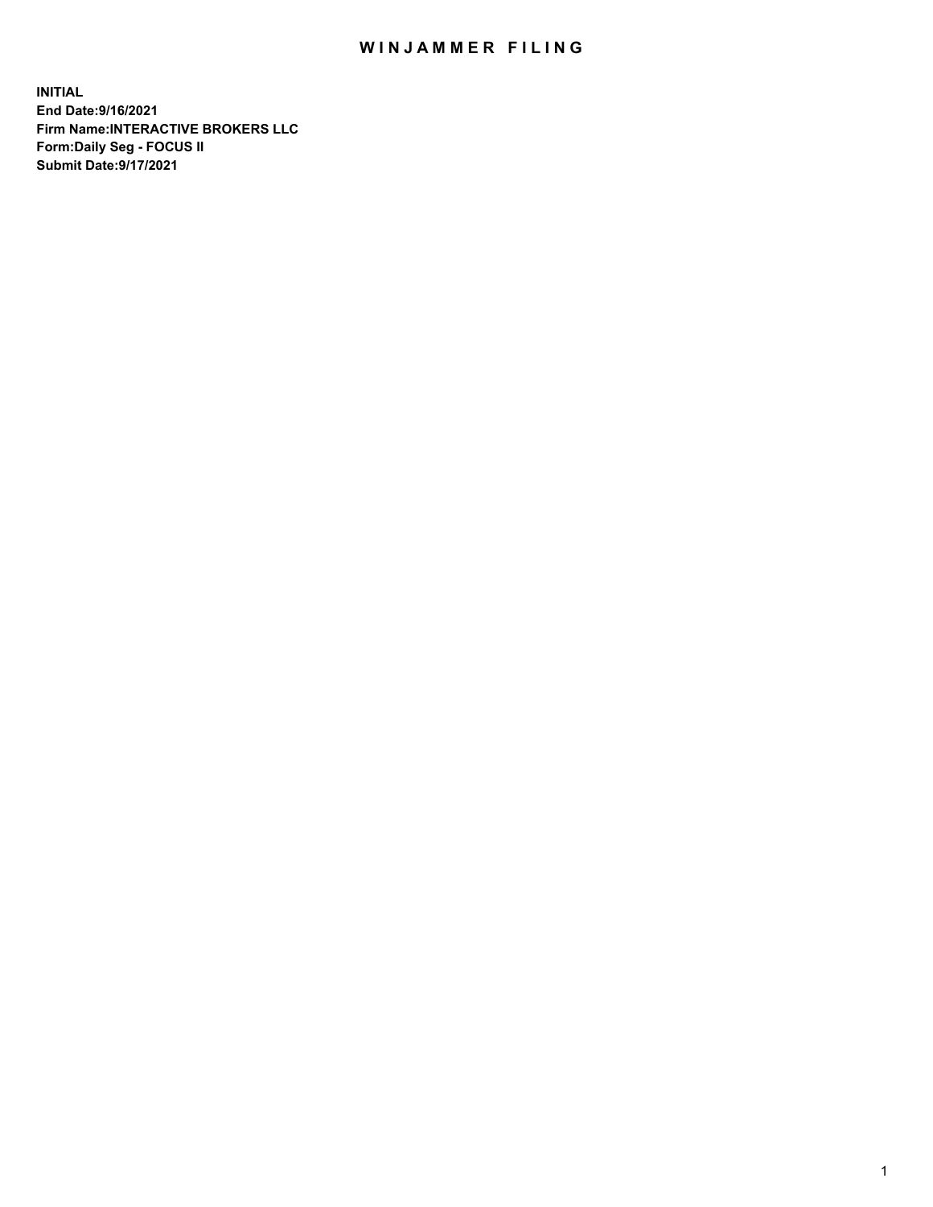# WINJAMMER FILING

**INITIAL**
**End Date:9/16/2021**
**Firm Name:INTERACTIVE BROKERS LLC**
**Form:Daily Seg - FOCUS II**
**Submit Date:9/17/2021**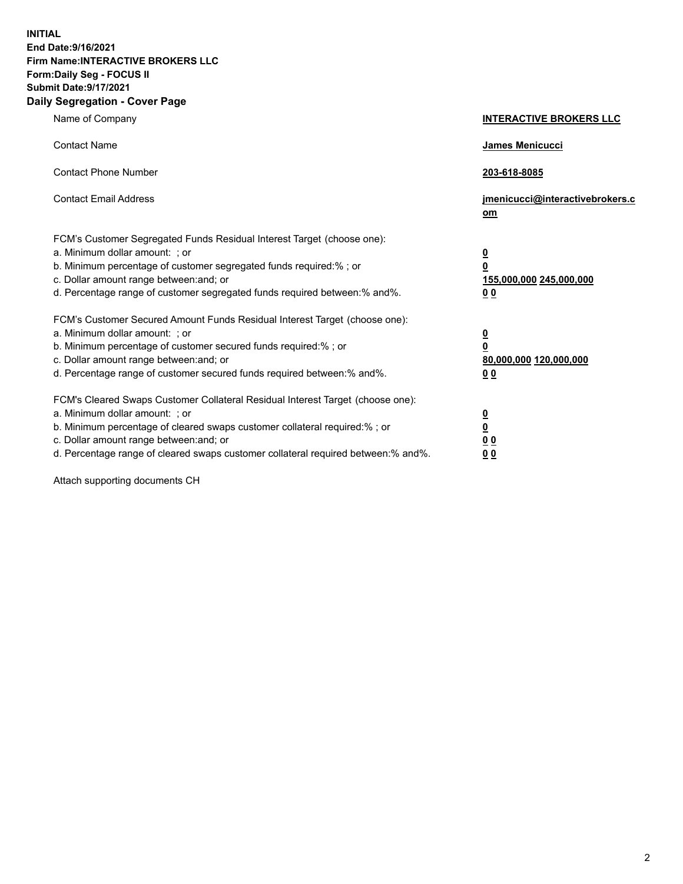**INITIAL**
**End Date:9/16/2021**
**Firm Name:INTERACTIVE BROKERS LLC**
**Form:Daily Seg - FOCUS II**
**Submit Date:9/17/2021**

## Daily Segregation - Cover Page

| | |
|---|---|
| Name of Company | **INTERACTIVE BROKERS LLC** |
| Contact Name | **James Menicucci** |
| Contact Phone Number | **203-618-8085** |
| Contact Email Address | **jmenicucci@interactivebrokers.com** |

FCM's Customer Segregated Funds Residual Interest Target (choose one):

| | |
|---|---|
| a. Minimum dollar amount: ; or | **0** |
| b. Minimum percentage of customer segregated funds required:% ; or | **0** |
| c. Dollar amount range between:and; or | **155,000,000 245,000,000** |
| d. Percentage range of customer segregated funds required between:% and%. | **0 0** |

FCM's Customer Secured Amount Funds Residual Interest Target (choose one):

| | |
|---|---|
| a. Minimum dollar amount: ; or | **0** |
| b. Minimum percentage of customer secured funds required:% ; or | **0** |
| c. Dollar amount range between:and; or | **80,000,000 120,000,000** |
| d. Percentage range of customer secured funds required between:% and%. | **0 0** |

FCM's Cleared Swaps Customer Collateral Residual Interest Target (choose one):

| | |
|---|---|
| a. Minimum dollar amount: ; or | **0** |
| b. Minimum percentage of cleared swaps customer collateral required:% ; or | **0** |
| c. Dollar amount range between:and; or | **0 0** |
| d. Percentage range of cleared swaps customer collateral required between:% and%. | **0 0** |

Attach supporting documents CH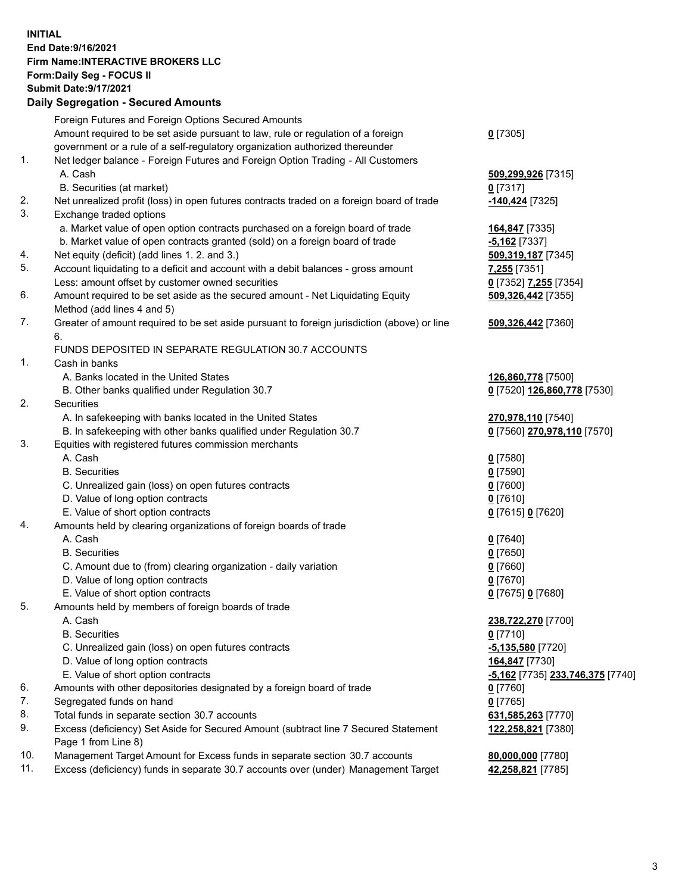**INITIAL**
**End Date:9/16/2021**
**Firm Name:INTERACTIVE BROKERS LLC**
**Form:Daily Seg - FOCUS II**
**Submit Date:9/17/2021**

**Daily Segregation - Secured Amounts**

| | | |
|---|---|---|
| | Foreign Futures and Foreign Options Secured Amounts | |
| | Amount required to be set aside pursuant to law, rule or regulation of a foreign government or a rule of a self-regulatory organization authorized thereunder | **0** [7305] |
| 1. | Net ledger balance - Foreign Futures and Foreign Option Trading - All Customers | |
| | A. Cash | **509,299,926** [7315] |
| | B. Securities (at market) | **0** [7317] |
| 2. | Net unrealized profit (loss) in open futures contracts traded on a foreign board of trade | **-140,424** [7325] |
| 3. | Exchange traded options | |
| | a. Market value of open option contracts purchased on a foreign board of trade | **164,847** [7335] |
| | b. Market value of open contracts granted (sold) on a foreign board of trade | **-5,162** [7337] |
| 4. | Net equity (deficit) (add lines 1. 2. and 3.) | **509,319,187** [7345] |
| 5. | Account liquidating to a deficit and account with a debit balances - gross amount | **7,255** [7351] |
| | Less: amount offset by customer owned securities | **0** [7352] **7,255** [7354] |
| 6. | Amount required to be set aside as the secured amount - Net Liquidating Equity Method (add lines 4 and 5) | **509,326,442** [7355] |
| 7. | Greater of amount required to be set aside pursuant to foreign jurisdiction (above) or line 6. | **509,326,442** [7360] |
| | FUNDS DEPOSITED IN SEPARATE REGULATION 30.7 ACCOUNTS | |
| 1. | Cash in banks | |
| | A. Banks located in the United States | **126,860,778** [7500] |
| | B. Other banks qualified under Regulation 30.7 | **0** [7520] **126,860,778** [7530] |
| 2. | Securities | |
| | A. In safekeeping with banks located in the United States | **270,978,110** [7540] |
| | B. In safekeeping with other banks qualified under Regulation 30.7 | **0** [7560] **270,978,110** [7570] |
| 3. | Equities with registered futures commission merchants | |
| | A. Cash | **0** [7580] |
| | B. Securities | **0** [7590] |
| | C. Unrealized gain (loss) on open futures contracts | **0** [7600] |
| | D. Value of long option contracts | **0** [7610] |
| | E. Value of short option contracts | **0** [7615] **0** [7620] |
| 4. | Amounts held by clearing organizations of foreign boards of trade | |
| | A. Cash | **0** [7640] |
| | B. Securities | **0** [7650] |
| | C. Amount due to (from) clearing organization - daily variation | **0** [7660] |
| | D. Value of long option contracts | **0** [7670] |
| | E. Value of short option contracts | **0** [7675] **0** [7680] |
| 5. | Amounts held by members of foreign boards of trade | |
| | A. Cash | **238,722,270** [7700] |
| | B. Securities | **0** [7710] |
| | C. Unrealized gain (loss) on open futures contracts | **-5,135,580** [7720] |
| | D. Value of long option contracts | **164,847** [7730] |
| | E. Value of short option contracts | **-5,162** [7735] **233,746,375** [7740] |
| 6. | Amounts with other depositories designated by a foreign board of trade | **0** [7760] |
| 7. | Segregated funds on hand | **0** [7765] |
| 8. | Total funds in separate section 30.7 accounts | **631,585,263** [7770] |
| 9. | Excess (deficiency) Set Aside for Secured Amount (subtract line 7 Secured Statement Page 1 from Line 8) | **122,258,821** [7380] |
| 10. | Management Target Amount for Excess funds in separate section 30.7 accounts | **80,000,000** [7780] |
| 11. | Excess (deficiency) funds in separate 30.7 accounts over (under) Management Target | **42,258,821** [7785] |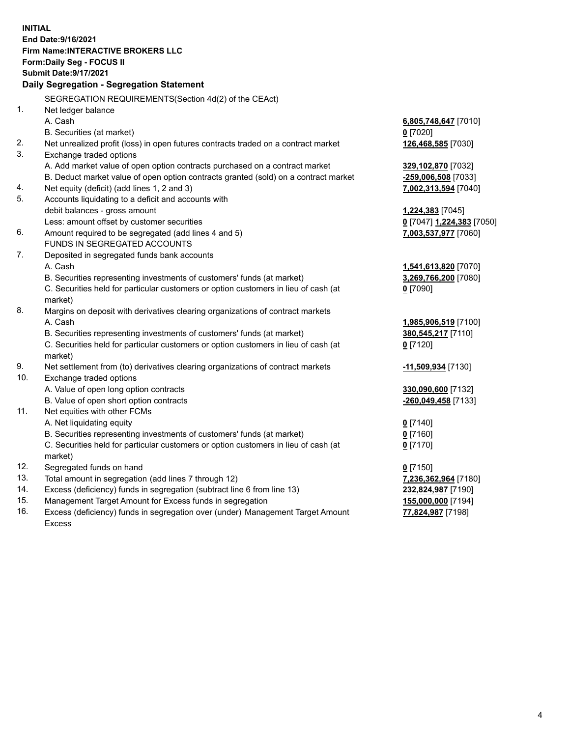**INITIAL**
**End Date:9/16/2021**
**Firm Name:INTERACTIVE BROKERS LLC**
**Form:Daily Seg - FOCUS II**
**Submit Date:9/17/2021**

**Daily Segregation - Segregation Statement**

SEGREGATION REQUIREMENTS(Section 4d(2) of the CEAct)

| | | |
|---|---|---|
| 1. | Net ledger balance | |
| | A. Cash | **6,805,748,647** [7010] |
| | B. Securities (at market) | **0** [7020] |
| 2. | Net unrealized profit (loss) in open futures contracts traded on a contract market | **126,468,585** [7030] |
| 3. | Exchange traded options | |
| | A. Add market value of open option contracts purchased on a contract market | **329,102,870** [7032] |
| | B. Deduct market value of open option contracts granted (sold) on a contract market | **-259,006,508** [7033] |
| 4. | Net equity (deficit) (add lines 1, 2 and 3) | **7,002,313,594** [7040] |
| 5. | Accounts liquidating to a deficit and accounts with | |
| | debit balances - gross amount | **1,224,383** [7045] |
| | Less: amount offset by customer securities | **0** [7047] **1,224,383** [7050] |
| 6. | Amount required to be segregated (add lines 4 and 5) | **7,003,537,977** [7060] |
| | FUNDS IN SEGREGATED ACCOUNTS | |
| 7. | Deposited in segregated funds bank accounts | |
| | A. Cash | **1,541,613,820** [7070] |
| | B. Securities representing investments of customers' funds (at market) | **3,269,766,200** [7080] |
| | C. Securities held for particular customers or option customers in lieu of cash (at market) | **0** [7090] |
| 8. | Margins on deposit with derivatives clearing organizations of contract markets | |
| | A. Cash | **1,985,906,519** [7100] |
| | B. Securities representing investments of customers' funds (at market) | **380,545,217** [7110] |
| | C. Securities held for particular customers or option customers in lieu of cash (at market) | **0** [7120] |
| 9. | Net settlement from (to) derivatives clearing organizations of contract markets | **-11,509,934** [7130] |
| 10. | Exchange traded options | |
| | A. Value of open long option contracts | **330,090,600** [7132] |
| | B. Value of open short option contracts | **-260,049,458** [7133] |
| 11. | Net equities with other FCMs | |
| | A. Net liquidating equity | **0** [7140] |
| | B. Securities representing investments of customers' funds (at market) | **0** [7160] |
| | C. Securities held for particular customers or option customers in lieu of cash (at market) | **0** [7170] |
| 12. | Segregated funds on hand | **0** [7150] |
| 13. | Total amount in segregation (add lines 7 through 12) | **7,236,362,964** [7180] |
| 14. | Excess (deficiency) funds in segregation (subtract line 6 from line 13) | **232,824,987** [7190] |
| 15. | Management Target Amount for Excess funds in segregation | **155,000,000** [7194] |
| 16. | Excess (deficiency) funds in segregation over (under) Management Target Amount Excess | **77,824,987** [7198] |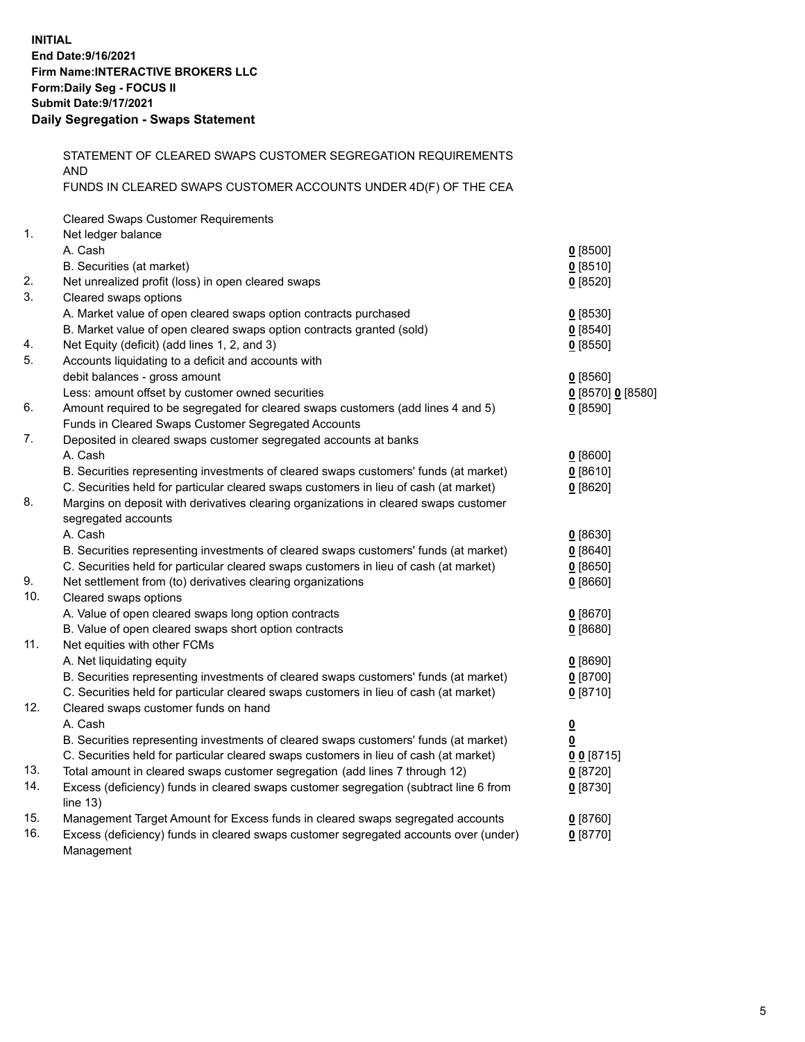**INITIAL**
**End Date:9/16/2021**
**Firm Name:INTERACTIVE BROKERS LLC**
**Form:Daily Seg - FOCUS II**
**Submit Date:9/17/2021**
**Daily Segregation - Swaps Statement**

STATEMENT OF CLEARED SWAPS CUSTOMER SEGREGATION REQUIREMENTS AND
FUNDS IN CLEARED SWAPS CUSTOMER ACCOUNTS UNDER 4D(F) OF THE CEA

| | | |
|---|---|---|
| | Cleared Swaps Customer Requirements | |
| 1. | Net ledger balance | |
| | A. Cash | 0 [8500] |
| | B. Securities (at market) | 0 [8510] |
| 2. | Net unrealized profit (loss) in open cleared swaps | 0 [8520] |
| 3. | Cleared swaps options | |
| | A. Market value of open cleared swaps option contracts purchased | 0 [8530] |
| | B. Market value of open cleared swaps option contracts granted (sold) | 0 [8540] |
| 4. | Net Equity (deficit) (add lines 1, 2, and 3) | 0 [8550] |
| 5. | Accounts liquidating to a deficit and accounts with | |
| | debit balances - gross amount | 0 [8560] |
| | Less: amount offset by customer owned securities | 0 [8570] 0 [8580] |
| 6. | Amount required to be segregated for cleared swaps customers (add lines 4 and 5) | 0 [8590] |
| | Funds in Cleared Swaps Customer Segregated Accounts | |
| 7. | Deposited in cleared swaps customer segregated accounts at banks | |
| | A. Cash | 0 [8600] |
| | B. Securities representing investments of cleared swaps customers' funds (at market) | 0 [8610] |
| | C. Securities held for particular cleared swaps customers in lieu of cash (at market) | 0 [8620] |
| 8. | Margins on deposit with derivatives clearing organizations in cleared swaps customer segregated accounts | |
| | A. Cash | 0 [8630] |
| | B. Securities representing investments of cleared swaps customers' funds (at market) | 0 [8640] |
| | C. Securities held for particular cleared swaps customers in lieu of cash (at market) | 0 [8650] |
| 9. | Net settlement from (to) derivatives clearing organizations | 0 [8660] |
| 10. | Cleared swaps options | |
| | A. Value of open cleared swaps long option contracts | 0 [8670] |
| | B. Value of open cleared swaps short option contracts | 0 [8680] |
| 11. | Net equities with other FCMs | |
| | A. Net liquidating equity | 0 [8690] |
| | B. Securities representing investments of cleared swaps customers' funds (at market) | 0 [8700] |
| | C. Securities held for particular cleared swaps customers in lieu of cash (at market) | 0 [8710] |
| 12. | Cleared swaps customer funds on hand | |
| | A. Cash | 0 |
| | B. Securities representing investments of cleared swaps customers' funds (at market) | 0 |
| | C. Securities held for particular cleared swaps customers in lieu of cash (at market) | 0 0 [8715] |
| 13. | Total amount in cleared swaps customer segregation (add lines 7 through 12) | 0 [8720] |
| 14. | Excess (deficiency) funds in cleared swaps customer segregation (subtract line 6 from line 13) | 0 [8730] |
| 15. | Management Target Amount for Excess funds in cleared swaps segregated accounts | 0 [8760] |
| 16. | Excess (deficiency) funds in cleared swaps customer segregated accounts over (under) Management | 0 [8770] |